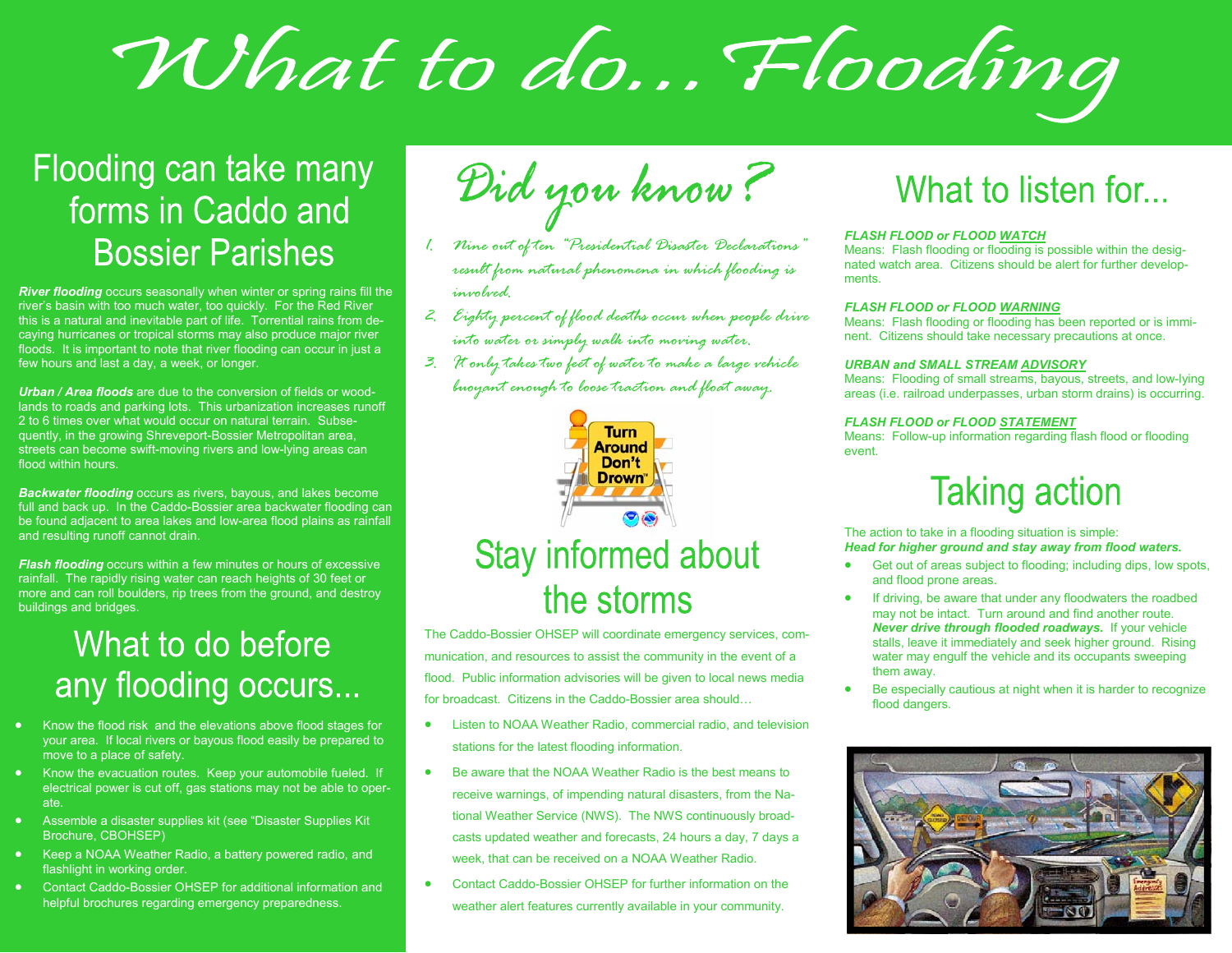# What to do... Flooding

## Flooding can take many forms in Caddo and Bossier Parishes

***River flooding*** occurs seasonally when winter or spring rains fill the river's basin with too much water, too quickly. For the Red River this is a natural and inevitable part of life. Torrential rains from decaying hurricanes or tropical storms may also produce major river floods. It is important to note that river flooding can occur in just a few hours and last a day, a week, or longer.

***Urban / Area floods*** are due to the conversion of fields or woodlands to roads and parking lots. This urbanization increases runoff 2 to 6 times over what would occur on natural terrain. Subsequently, in the growing Shreveport-Bossier Metropolitan area, streets can become swift-moving rivers and low-lying areas can flood within hours.

***Backwater flooding*** occurs as rivers, bayous, and lakes become full and back up. In the Caddo-Bossier area backwater flooding can be found adjacent to area lakes and low-area flood plains as rainfall and resulting runoff cannot drain.

***Flash flooding*** occurs within a few minutes or hours of excessive rainfall. The rapidly rising water can reach heights of 30 feet or more and can roll boulders, rip trees from the ground, and destroy buildings and bridges.

## What to do before any flooding occurs...

- Know the flood risk and the elevations above flood stages for your area. If local rivers or bayous flood easily be prepared to move to a place of safety.
- Know the evacuation routes. Keep your automobile fueled. If electrical power is cut off, gas stations may not be able to operate.
- Assemble a disaster supplies kit (see "Disaster Supplies Kit Brochure, CBOHSEP)
- Keep a NOAA Weather Radio, a battery powered radio, and flashlight in working order.
- Contact Caddo-Bossier OHSEP for additional information and helpful brochures regarding emergency preparedness.

## Did you know?

1. *Nine out of ten "Presidential Disaster Declarations" result from natural phenomena in which flooding is involved.*
2. *Eighty percent of flood deaths occur when people drive into water or simply walk into moving water.*
3. *It only takes two feet of water to make a large vehicle buoyant enough to loose traction and float away.*

Turn Around Don't Drown™

## Stay informed about the storms

The Caddo-Bossier OHSEP will coordinate emergency services, communication, and resources to assist the community in the event of a flood. Public information advisories will be given to local news media for broadcast. Citizens in the Caddo-Bossier area should…

- Listen to NOAA Weather Radio, commercial radio, and television stations for the latest flooding information.
- Be aware that the NOAA Weather Radio is the best means to receive warnings, of impending natural disasters, from the National Weather Service (NWS). The NWS continuously broadcasts updated weather and forecasts, 24 hours a day, 7 days a week, that can be received on a NOAA Weather Radio.
- Contact Caddo-Bossier OHSEP for further information on the weather alert features currently available in your community.

## What to listen for...

***FLASH FLOOD or FLOOD WATCH***
Means: Flash flooding or flooding is possible within the designated watch area. Citizens should be alert for further developments.

***FLASH FLOOD or FLOOD WARNING***
Means: Flash flooding or flooding has been reported or is imminent. Citizens should take necessary precautions at once.

***URBAN and SMALL STREAM ADVISORY***
Means: Flooding of small streams, bayous, streets, and low-lying areas (i.e. railroad underpasses, urban storm drains) is occurring.

***FLASH FLOOD or FLOOD STATEMENT***
Means: Follow-up information regarding flash flood or flooding event.

## Taking action

The action to take in a flooding situation is simple:
***Head for higher ground and stay away from flood waters.***

- Get out of areas subject to flooding; including dips, low spots, and flood prone areas.
- If driving, be aware that under any floodwaters the roadbed may not be intact. Turn around and find another route. ***Never drive through flooded roadways.*** If your vehicle stalls, leave it immediately and seek higher ground. Rising water may engulf the vehicle and its occupants sweeping them away.
- Be especially cautious at night when it is harder to recognize flood dangers.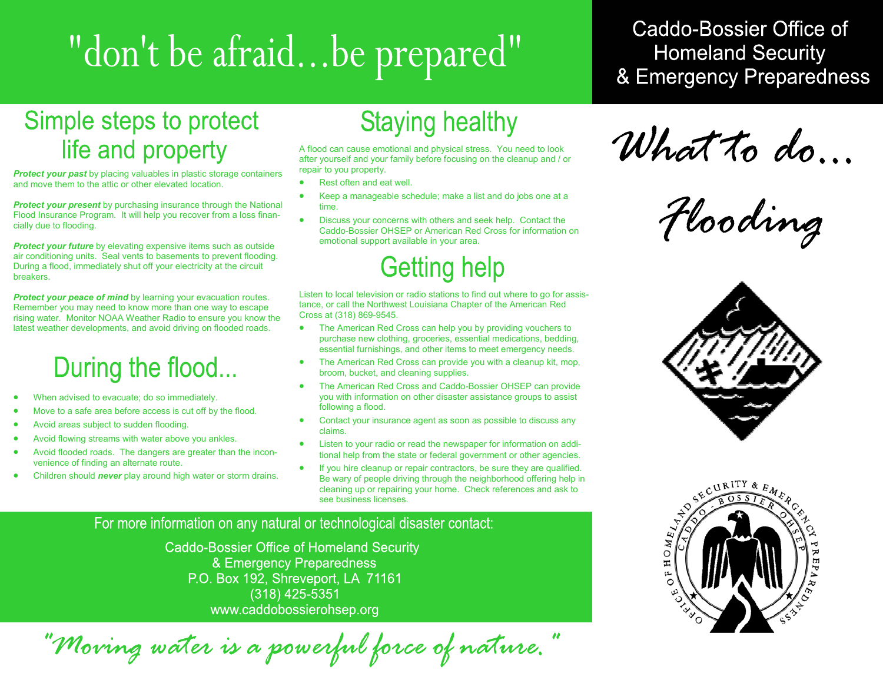# "don't be afraid...be prepared"

Caddo-Bossier Office of Homeland Security & Emergency Preparedness

## Simple steps to protect life and property

***Protect your past*** by placing valuables in plastic storage containers and move them to the attic or other elevated location.

***Protect your present*** by purchasing insurance through the National Flood Insurance Program. It will help you recover from a loss financially due to flooding.

***Protect your future*** by elevating expensive items such as outside air conditioning units. Seal vents to basements to prevent flooding. During a flood, immediately shut off your electricity at the circuit breakers.

***Protect your peace of mind*** by learning your evacuation routes. Remember you may need to know more than one way to escape rising water. Monitor NOAA Weather Radio to ensure you know the latest weather developments, and avoid driving on flooded roads.

## During the flood...

- When advised to evacuate; do so immediately.
- Move to a safe area before access is cut off by the flood.
- Avoid areas subject to sudden flooding.
- Avoid flowing streams with water above you ankles.
- Avoid flooded roads. The dangers are greater than the inconvenience of finding an alternate route.
- Children should ***never*** play around high water or storm drains.

## Staying healthy

A flood can cause emotional and physical stress. You need to look after yourself and your family before focusing on the cleanup and / or repair to you property.

- Rest often and eat well.
- Keep a manageable schedule; make a list and do jobs one at a time.
- Discuss your concerns with others and seek help. Contact the Caddo-Bossier OHSEP or American Red Cross for information on emotional support available in your area.

## Getting help

Listen to local television or radio stations to find out where to go for assistance, or call the Northwest Louisiana Chapter of the American Red Cross at (318) 869-9545.

- The American Red Cross can help you by providing vouchers to purchase new clothing, groceries, essential medications, bedding, essential furnishings, and other items to meet emergency needs.
- The American Red Cross can provide you with a cleanup kit, mop, broom, bucket, and cleaning supplies.
- The American Red Cross and Caddo-Bossier OHSEP can provide you with information on other disaster assistance groups to assist following a flood.
- Contact your insurance agent as soon as possible to discuss any claims.
- Listen to your radio or read the newspaper for information on additional help from the state or federal government or other agencies.
- If you hire cleanup or repair contractors, be sure they are qualified. Be wary of people driving through the neighborhood offering help in cleaning up or repairing your home. Check references and ask to see business licenses.

For more information on any natural or technological disaster contact:

Caddo-Bossier Office of Homeland Security
& Emergency Preparedness
P.O. Box 192, Shreveport, LA 71161
(318) 425-5351
www.caddobossierohsep.org

*"Moving water is a powerful force of nature."*

# What to do... Flooding

Office of Homeland Security & Emergency Preparedness
Caddo - Bossier OHSEP